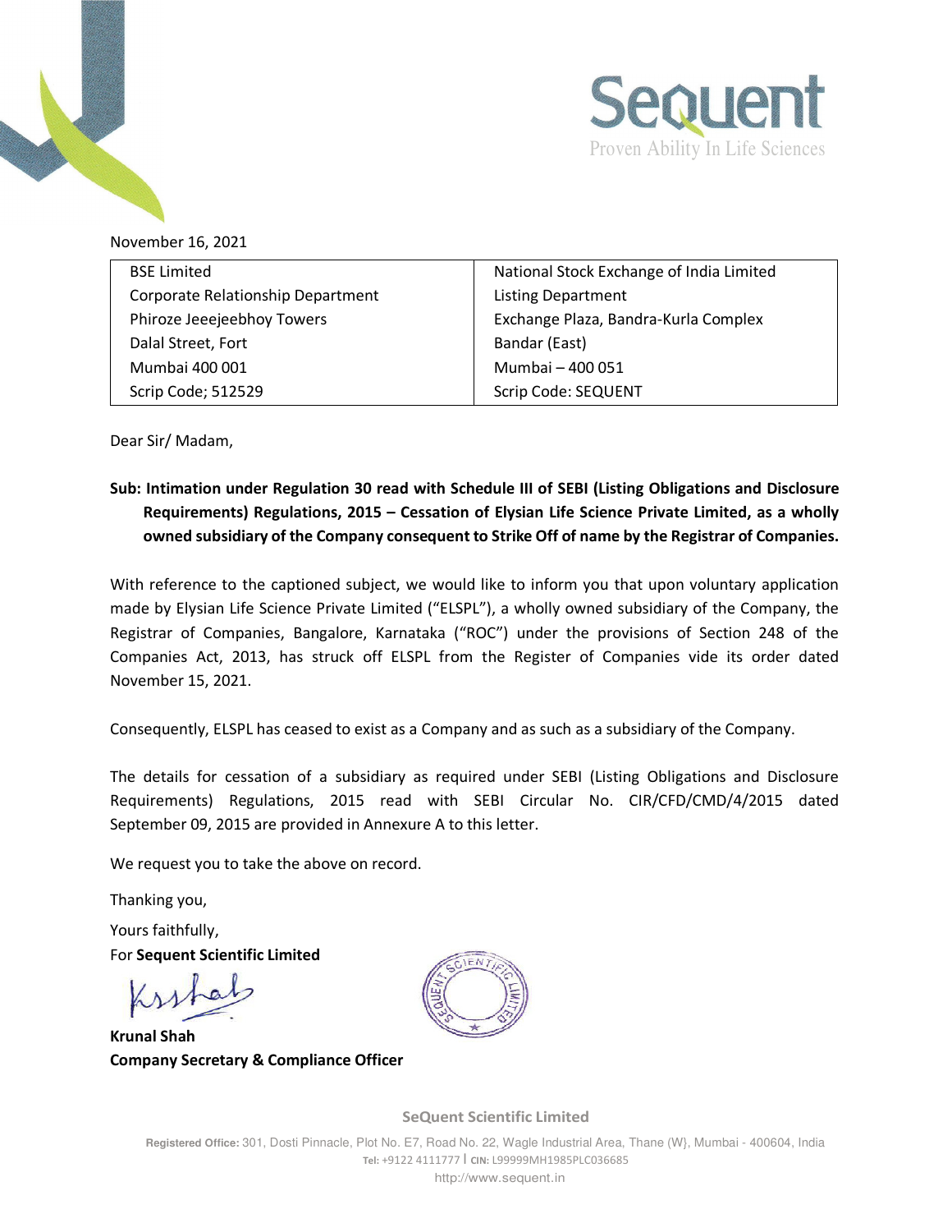Sequent

Proven Ability In Life Sciences

November 16, 2021

| BSE Limited<br>Corporate Relationship Department<br>Phiroze Jeeejeebhoy Towers<br>Dalal Street, Fort<br>Mumbai 400 001<br>Scrip Code; 512529 | National Stock Exchange of India Limited<br>Listing Department<br>Exchange Plaza, Bandra-Kurla Complex<br>Bandar (East)<br>Mumbai – 400 051<br>Scrip Code: SEQUENT |
|---|---|

Dear Sir/ Madam,

**Sub: Intimation under Regulation 30 read with Schedule III of SEBI (Listing Obligations and Disclosure Requirements) Regulations, 2015 – Cessation of Elysian Life Science Private Limited, as a wholly owned subsidiary of the Company consequent to Strike Off of name by the Registrar of Companies.**

With reference to the captioned subject, we would like to inform you that upon voluntary application made by Elysian Life Science Private Limited ("ELSPL"), a wholly owned subsidiary of the Company, the Registrar of Companies, Bangalore, Karnataka ("ROC") under the provisions of Section 248 of the Companies Act, 2013, has struck off ELSPL from the Register of Companies vide its order dated November 15, 2021.

Consequently, ELSPL has ceased to exist as a Company and as such as a subsidiary of the Company.

The details for cessation of a subsidiary as required under SEBI (Listing Obligations and Disclosure Requirements) Regulations, 2015 read with SEBI Circular No. CIR/CFD/CMD/4/2015 dated September 09, 2015 are provided in Annexure A to this letter.

We request you to take the above on record.

Thanking you,

Yours faithfully,

For **Sequent Scientific Limited**

**Krunal Shah**
**Company Secretary & Compliance Officer**

**SeQuent Scientific Limited**

**Registered Office:** 301, Dosti Pinnacle, Plot No. E7, Road No. 22, Wagle Industrial Area, Thane (W}, Mumbai - 400604, India
**Tel:** +9122 4111777 | **CIN:** L99999MH1985PLC036685
http://www.sequent.in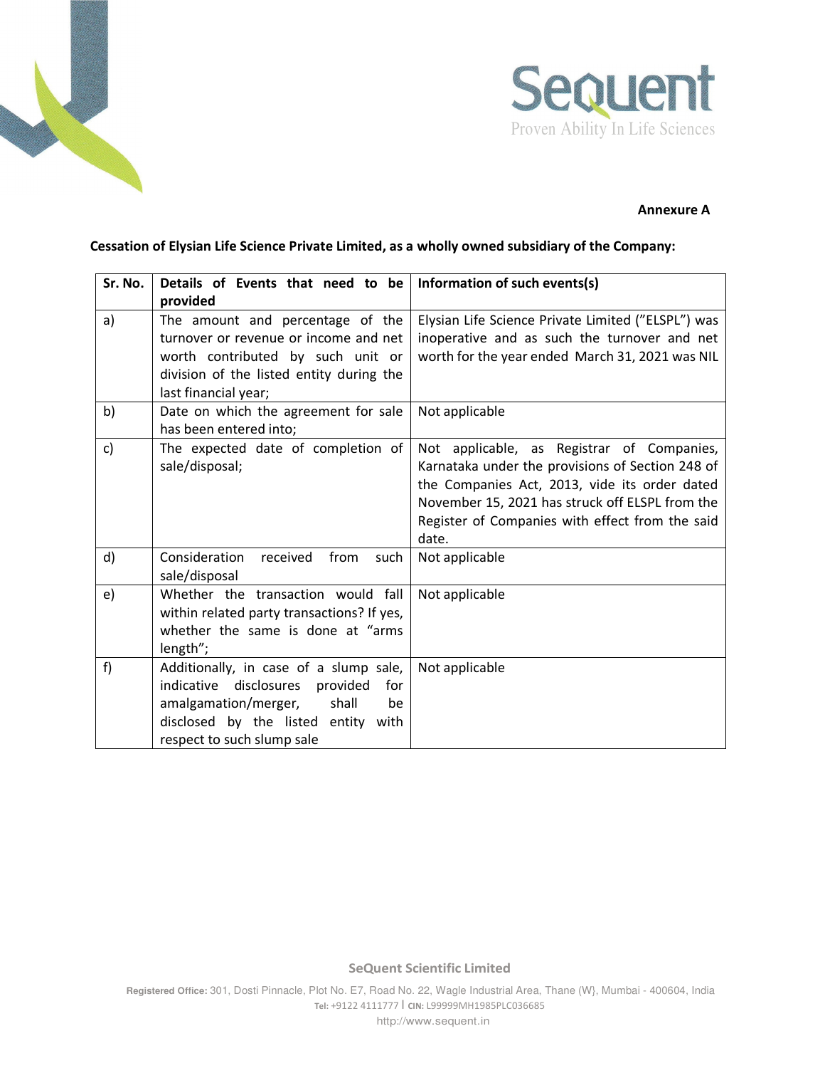**Annexure A**

**Cessation of Elysian Life Science Private Limited, as a wholly owned subsidiary of the Company:**

| Sr. No. | Details of Events that need to be provided | Information of such events(s) |
|---|---|---|
| a) | The amount and percentage of the turnover or revenue or income and net worth contributed by such unit or division of the listed entity during the last financial year; | Elysian Life Science Private Limited ("ELSPL") was inoperative and as such the turnover and net worth for the year ended March 31, 2021 was NIL |
| b) | Date on which the agreement for sale has been entered into; | Not applicable |
| c) | The expected date of completion of sale/disposal; | Not applicable, as Registrar of Companies, Karnataka under the provisions of Section 248 of the Companies Act, 2013, vide its order dated November 15, 2021 has struck off ELSPL from the Register of Companies with effect from the said date. |
| d) | Consideration received from such sale/disposal | Not applicable |
| e) | Whether the transaction would fall within related party transactions? If yes, whether the same is done at "arms length"; | Not applicable |
| f) | Additionally, in case of a slump sale, indicative disclosures provided for amalgamation/merger, shall be disclosed by the listed entity with respect to such slump sale | Not applicable |